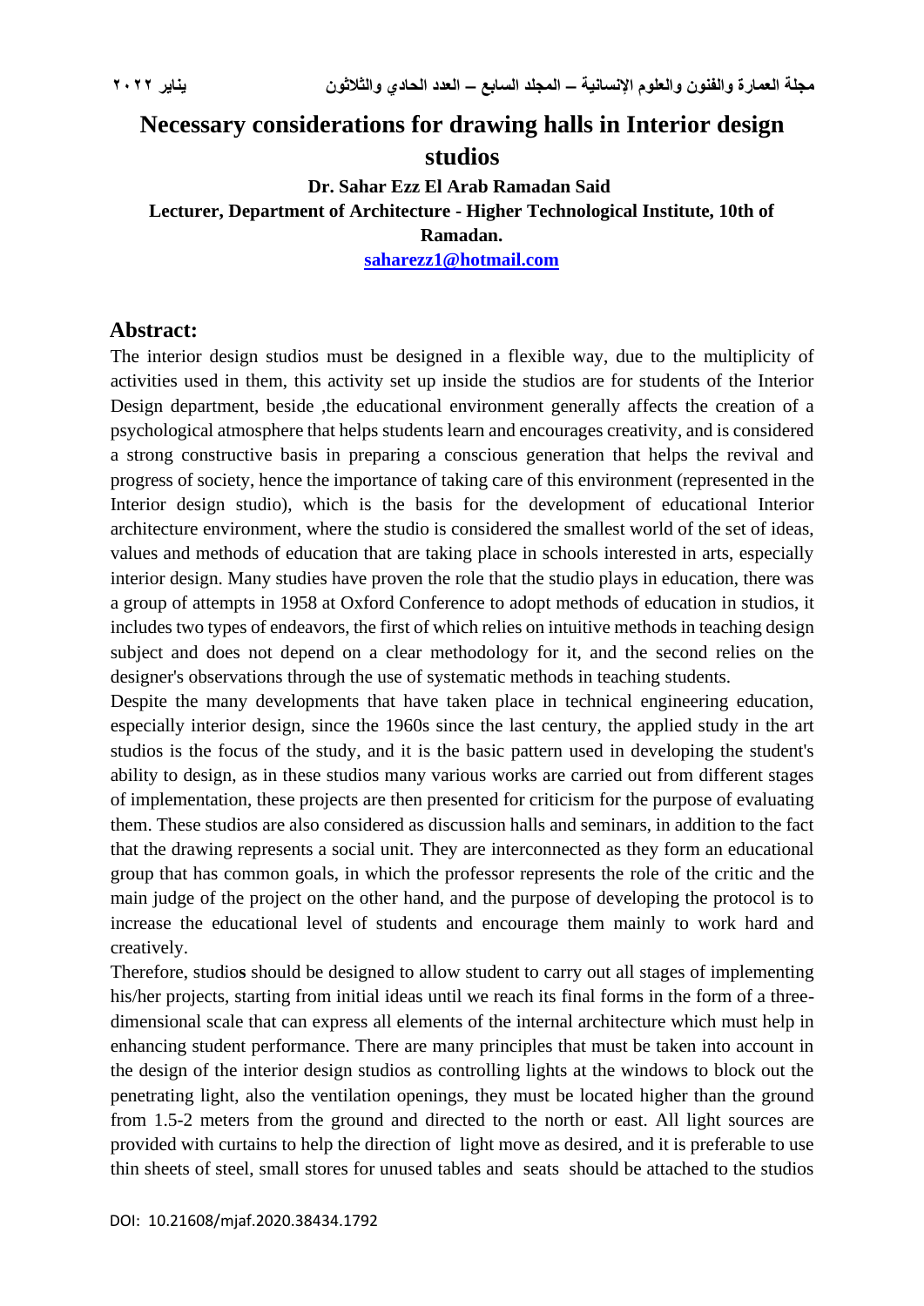# Necessary considerations for drawing halls in Interior design studios

**Dr. Sahar Ezz El Arab Ramadan Said**

**Lecturer, Department of Architecture - Higher Technological Institute, 10th of Ramadan.**

**saharezz1@hotmail.com**

## Abstract:

The interior design studios must be designed in a flexible way, due to the multiplicity of activities used in them, this activity set up inside the studios are for students of the Interior Design department, beside ,the educational environment generally affects the creation of a psychological atmosphere that helps students learn and encourages creativity, and is considered a strong constructive basis in preparing a conscious generation that helps the revival and progress of society, hence the importance of taking care of this environment (represented in the Interior design studio), which is the basis for the development of educational Interior architecture environment, where the studio is considered the smallest world of the set of ideas, values and methods of education that are taking place in schools interested in arts, especially interior design. Many studies have proven the role that the studio plays in education, there was a group of attempts in 1958 at Oxford Conference to adopt methods of education in studios, it includes two types of endeavors, the first of which relies on intuitive methods in teaching design subject and does not depend on a clear methodology for it, and the second relies on the designer's observations through the use of systematic methods in teaching students.

Despite the many developments that have taken place in technical engineering education, especially interior design, since the 1960s since the last century, the applied study in the art studios is the focus of the study, and it is the basic pattern used in developing the student's ability to design, as in these studios many various works are carried out from different stages of implementation, these projects are then presented for criticism for the purpose of evaluating them. These studios are also considered as discussion halls and seminars, in addition to the fact that the drawing represents a social unit. They are interconnected as they form an educational group that has common goals, in which the professor represents the role of the critic and the main judge of the project on the other hand, and the purpose of developing the protocol is to increase the educational level of students and encourage them mainly to work hard and creatively.

Therefore, studios should be designed to allow student to carry out all stages of implementing his/her projects, starting from initial ideas until we reach its final forms in the form of a three-dimensional scale that can express all elements of the internal architecture which must help in enhancing student performance. There are many principles that must be taken into account in the design of the interior design studios as controlling lights at the windows to block out the penetrating light, also the ventilation openings, they must be located higher than the ground from 1.5-2 meters from the ground and directed to the north or east. All light sources are provided with curtains to help the direction of light move as desired, and it is preferable to use thin sheets of steel, small stores for unused tables and seats should be attached to the studios

DOI: 10.21608/mjaf.2020.38434.1792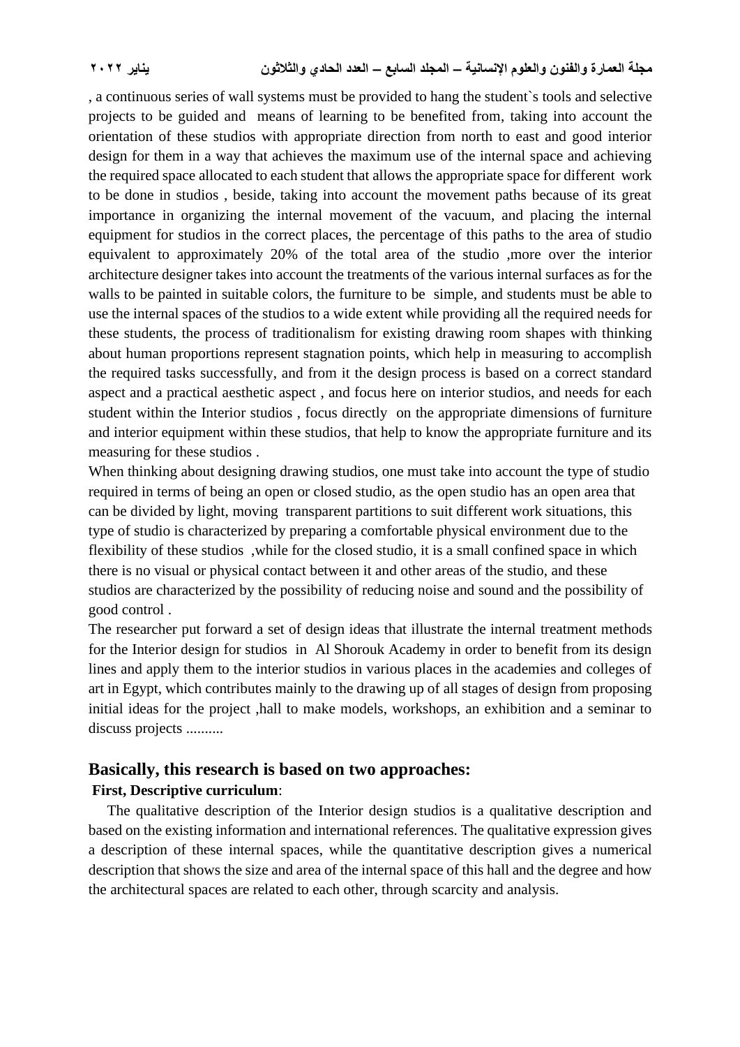, a continuous series of wall systems must be provided to hang the student`s tools and selective projects to be guided and means of learning to be benefited from, taking into account the orientation of these studios with appropriate direction from north to east and good interior design for them in a way that achieves the maximum use of the internal space and achieving the required space allocated to each student that allows the appropriate space for different work to be done in studios , beside, taking into account the movement paths because of its great importance in organizing the internal movement of the vacuum, and placing the internal equipment for studios in the correct places, the percentage of this paths to the area of studio equivalent to approximately 20% of the total area of the studio ,more over the interior architecture designer takes into account the treatments of the various internal surfaces as for the walls to be painted in suitable colors, the furniture to be simple, and students must be able to use the internal spaces of the studios to a wide extent while providing all the required needs for these students, the process of traditionalism for existing drawing room shapes with thinking about human proportions represent stagnation points, which help in measuring to accomplish the required tasks successfully, and from it the design process is based on a correct standard aspect and a practical aesthetic aspect , and focus here on interior studios, and needs for each student within the Interior studios , focus directly on the appropriate dimensions of furniture and interior equipment within these studios, that help to know the appropriate furniture and its measuring for these studios .

When thinking about designing drawing studios, one must take into account the type of studio required in terms of being an open or closed studio, as the open studio has an open area that can be divided by light, moving transparent partitions to suit different work situations, this type of studio is characterized by preparing a comfortable physical environment due to the flexibility of these studios ,while for the closed studio, it is a small confined space in which there is no visual or physical contact between it and other areas of the studio, and these studios are characterized by the possibility of reducing noise and sound and the possibility of good control .

The researcher put forward a set of design ideas that illustrate the internal treatment methods for the Interior design for studios in Al Shorouk Academy in order to benefit from its design lines and apply them to the interior studios in various places in the academies and colleges of art in Egypt, which contributes mainly to the drawing up of all stages of design from proposing initial ideas for the project ,hall to make models, workshops, an exhibition and a seminar to discuss projects ..........

## Basically, this research is based on two approaches:

**First, Descriptive curriculum**:

The qualitative description of the Interior design studios is a qualitative description and based on the existing information and international references. The qualitative expression gives a description of these internal spaces, while the quantitative description gives a numerical description that shows the size and area of the internal space of this hall and the degree and how the architectural spaces are related to each other, through scarcity and analysis.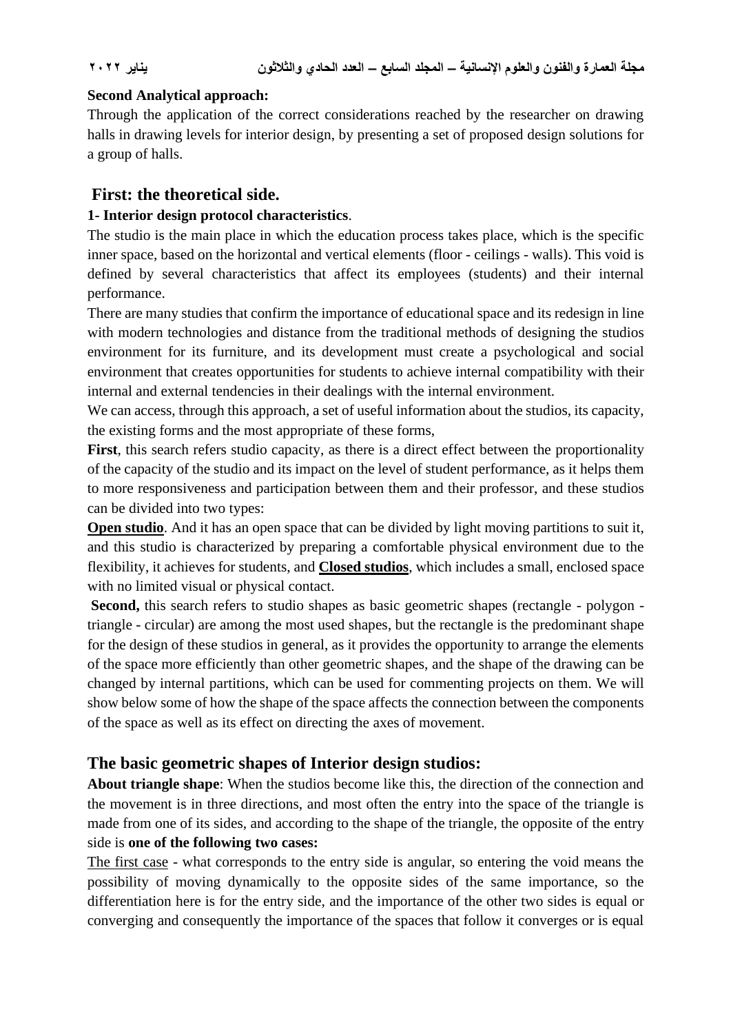**Second Analytical approach:**

Through the application of the correct considerations reached by the researcher on drawing halls in drawing levels for interior design, by presenting a set of proposed design solutions for a group of halls.

## First: the theoretical side.

**1- Interior design protocol characteristics**.

The studio is the main place in which the education process takes place, which is the specific inner space, based on the horizontal and vertical elements (floor - ceilings - walls). This void is defined by several characteristics that affect its employees (students) and their internal performance.

There are many studies that confirm the importance of educational space and its redesign in line with modern technologies and distance from the traditional methods of designing the studios environment for its furniture, and its development must create a psychological and social environment that creates opportunities for students to achieve internal compatibility with their internal and external tendencies in their dealings with the internal environment.

We can access, through this approach, a set of useful information about the studios, its capacity, the existing forms and the most appropriate of these forms,

**First**, this search refers studio capacity, as there is a direct effect between the proportionality of the capacity of the studio and its impact on the level of student performance, as it helps them to more responsiveness and participation between them and their professor, and these studios can be divided into two types:

**Open studio**. And it has an open space that can be divided by light moving partitions to suit it, and this studio is characterized by preparing a comfortable physical environment due to the flexibility, it achieves for students, and **Closed studios**, which includes a small, enclosed space with no limited visual or physical contact.

**Second,** this search refers to studio shapes as basic geometric shapes (rectangle - polygon - triangle - circular) are among the most used shapes, but the rectangle is the predominant shape for the design of these studios in general, as it provides the opportunity to arrange the elements of the space more efficiently than other geometric shapes, and the shape of the drawing can be changed by internal partitions, which can be used for commenting projects on them. We will show below some of how the shape of the space affects the connection between the components of the space as well as its effect on directing the axes of movement.

## The basic geometric shapes of Interior design studios:

**About triangle shape**: When the studios become like this, the direction of the connection and the movement is in three directions, and most often the entry into the space of the triangle is made from one of its sides, and according to the shape of the triangle, the opposite of the entry side is **one of the following two cases:**

The first case - what corresponds to the entry side is angular, so entering the void means the possibility of moving dynamically to the opposite sides of the same importance, so the differentiation here is for the entry side, and the importance of the other two sides is equal or converging and consequently the importance of the spaces that follow it converges or is equal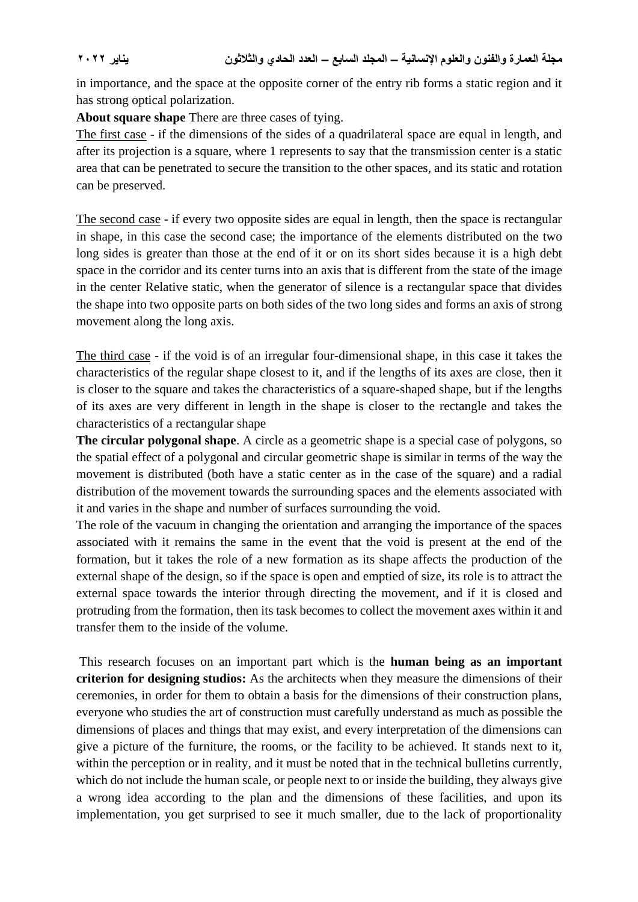in importance, and the space at the opposite corner of the entry rib forms a static region and it has strong optical polarization.

**About square shape** There are three cases of tying.

The first case - if the dimensions of the sides of a quadrilateral space are equal in length, and after its projection is a square, where 1 represents to say that the transmission center is a static area that can be penetrated to secure the transition to the other spaces, and its static and rotation can be preserved.

The second case - if every two opposite sides are equal in length, then the space is rectangular in shape, in this case the second case; the importance of the elements distributed on the two long sides is greater than those at the end of it or on its short sides because it is a high debt space in the corridor and its center turns into an axis that is different from the state of the image in the center Relative static, when the generator of silence is a rectangular space that divides the shape into two opposite parts on both sides of the two long sides and forms an axis of strong movement along the long axis.

The third case - if the void is of an irregular four-dimensional shape, in this case it takes the characteristics of the regular shape closest to it, and if the lengths of its axes are close, then it is closer to the square and takes the characteristics of a square-shaped shape, but if the lengths of its axes are very different in length in the shape is closer to the rectangle and takes the characteristics of a rectangular shape

**The circular polygonal shape**. A circle as a geometric shape is a special case of polygons, so the spatial effect of a polygonal and circular geometric shape is similar in terms of the way the movement is distributed (both have a static center as in the case of the square) and a radial distribution of the movement towards the surrounding spaces and the elements associated with it and varies in the shape and number of surfaces surrounding the void.

The role of the vacuum in changing the orientation and arranging the importance of the spaces associated with it remains the same in the event that the void is present at the end of the formation, but it takes the role of a new formation as its shape affects the production of the external shape of the design, so if the space is open and emptied of size, its role is to attract the external space towards the interior through directing the movement, and if it is closed and protruding from the formation, then its task becomes to collect the movement axes within it and transfer them to the inside of the volume.

This research focuses on an important part which is the **human being as an important criterion for designing studios:** As the architects when they measure the dimensions of their ceremonies, in order for them to obtain a basis for the dimensions of their construction plans, everyone who studies the art of construction must carefully understand as much as possible the dimensions of places and things that may exist, and every interpretation of the dimensions can give a picture of the furniture, the rooms, or the facility to be achieved. It stands next to it, within the perception or in reality, and it must be noted that in the technical bulletins currently, which do not include the human scale, or people next to or inside the building, they always give a wrong idea according to the plan and the dimensions of these facilities, and upon its implementation, you get surprised to see it much smaller, due to the lack of proportionality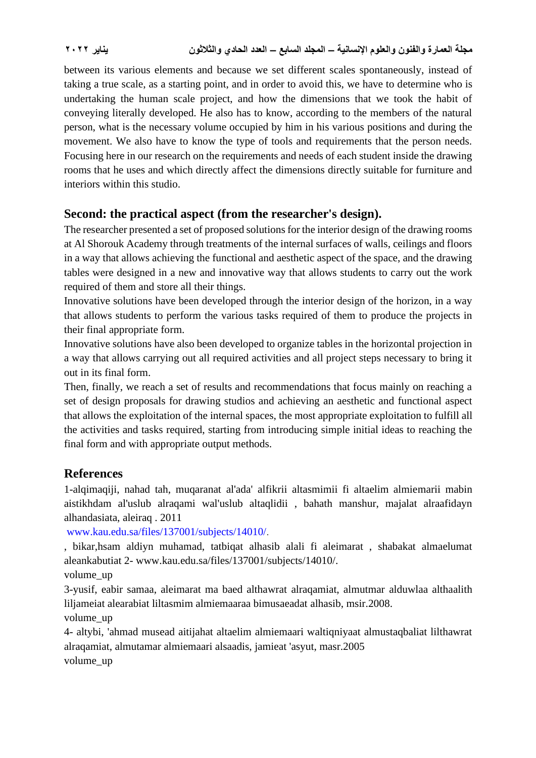between its various elements and because we set different scales spontaneously, instead of taking a true scale, as a starting point, and in order to avoid this, we have to determine who is undertaking the human scale project, and how the dimensions that we took the habit of conveying literally developed. He also has to know, according to the members of the natural person, what is the necessary volume occupied by him in his various positions and during the movement. We also have to know the type of tools and requirements that the person needs. Focusing here in our research on the requirements and needs of each student inside the drawing rooms that he uses and which directly affect the dimensions directly suitable for furniture and interiors within this studio.

## Second: the practical aspect (from the researcher's design).

The researcher presented a set of proposed solutions for the interior design of the drawing rooms at Al Shorouk Academy through treatments of the internal surfaces of walls, ceilings and floors in a way that allows achieving the functional and aesthetic aspect of the space, and the drawing tables were designed in a new and innovative way that allows students to carry out the work required of them and store all their things.

Innovative solutions have been developed through the interior design of the horizon, in a way that allows students to perform the various tasks required of them to produce the projects in their final appropriate form.

Innovative solutions have also been developed to organize tables in the horizontal projection in a way that allows carrying out all required activities and all project steps necessary to bring it out in its final form.

Then, finally, we reach a set of results and recommendations that focus mainly on reaching a set of design proposals for drawing studios and achieving an aesthetic and functional aspect that allows the exploitation of the internal spaces, the most appropriate exploitation to fulfill all the activities and tasks required, starting from introducing simple initial ideas to reaching the final form and with appropriate output methods.

## References

1-alqimaqiji, nahad tah, muqaranat al'ada' alfikrii altasmimii fi altaelim almiemarii mabin aistikhdam al'uslub alraqami wal'uslub altaqlidii , bahath manshur, majalat alraafidayn alhandasiata, aleiraq . 2011

www.kau.edu.sa/files/137001/subjects/14010/.

, bikar,hsam aldiyn muhamad, tatbiqat alhasib alali fi aleimarat , shabakat almaelumat aleankabutiat 2- www.kau.edu.sa/files/137001/subjects/14010/.

volume_up

3-yusif, eabir samaa, aleimarat ma baed althawrat alraqamiat, almutmar alduwlaa althaalith liljameiat alearabiat liltasmim almiemaaraa bimusaeadat alhasib, msir.2008.

volume_up

4- altybi, 'ahmad musead aitijahat altaelim almiemaari waltiqniyaat almustaqbaliat lilthawrat alraqamiat, almutamar almiemaari alsaadis, jamieat 'asyut, masr.2005

volume_up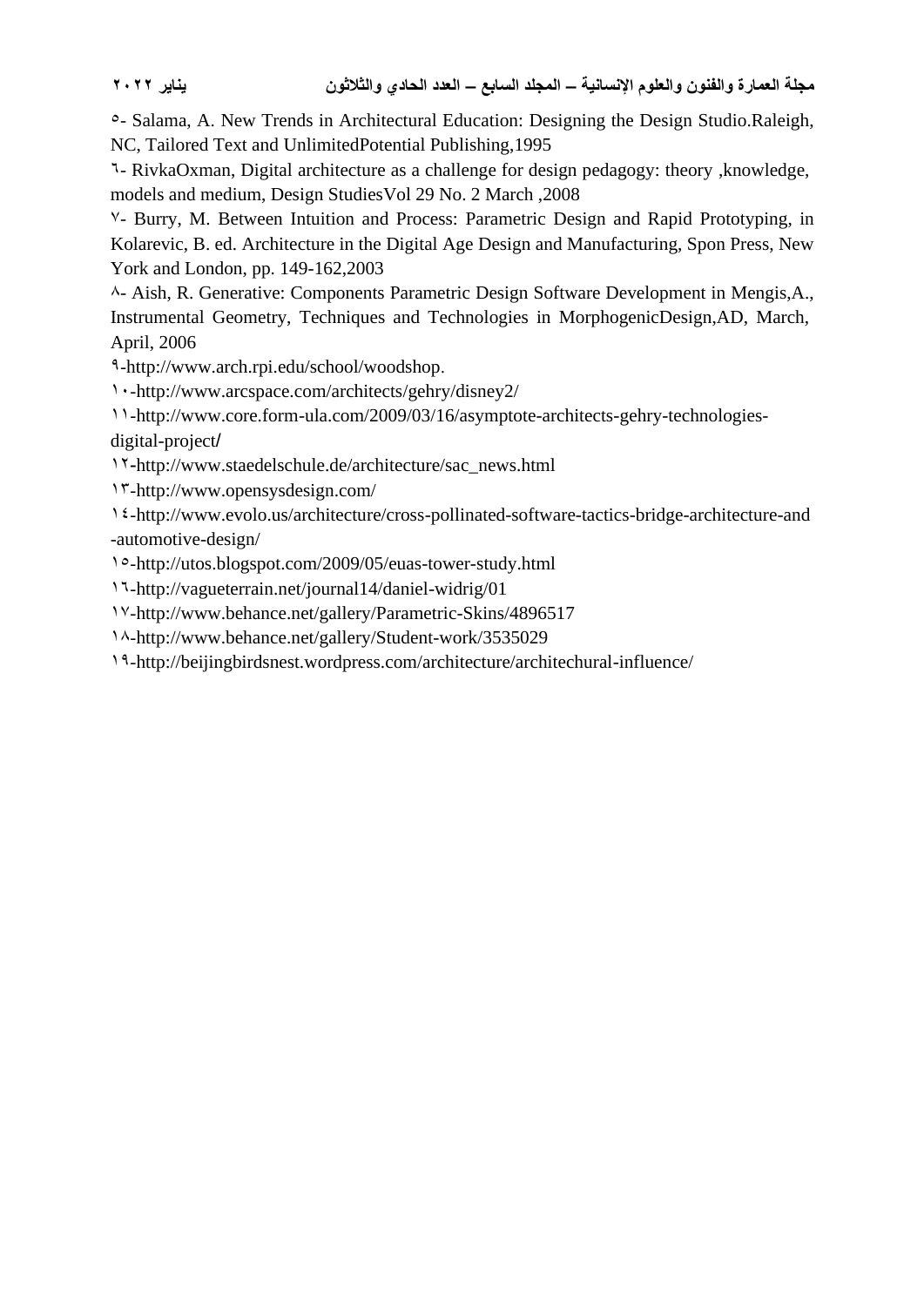٥- Salama, A. New Trends in Architectural Education: Designing the Design Studio.Raleigh, NC, Tailored Text and UnlimitedPotential Publishing,1995

٦- RivkaOxman, Digital architecture as a challenge for design pedagogy: theory ,knowledge, models and medium, Design StudiesVol 29 No. 2 March ,2008

٧- Burry, M. Between Intuition and Process: Parametric Design and Rapid Prototyping, in Kolarevic, B. ed. Architecture in the Digital Age Design and Manufacturing, Spon Press, New York and London, pp. 149-162,2003

٨- Aish, R. Generative: Components Parametric Design Software Development in Mengis,A., Instrumental Geometry, Techniques and Technologies in MorphogenicDesign,AD, March, April, 2006

٩-http://www.arch.rpi.edu/school/woodshop.

١٠-http://www.arcspace.com/architects/gehry/disney2/

١١-http://www.core.form-ula.com/2009/03/16/asymptote-architects-gehry-technologies-digital-project/

١٢-http://www.staedelschule.de/architecture/sac_news.html

١٣-http://www.opensysdesign.com/

١٤-http://www.evolo.us/architecture/cross-pollinated-software-tactics-bridge-architecture-and-automotive-design/

١٥-http://utos.blogspot.com/2009/05/euas-tower-study.html

١٦-http://vagueterrain.net/journal14/daniel-widrig/01

١٧-http://www.behance.net/gallery/Parametric-Skins/4896517

١٨-http://www.behance.net/gallery/Student-work/3535029

١٩-http://beijingbirdsnest.wordpress.com/architecture/architechural-influence/